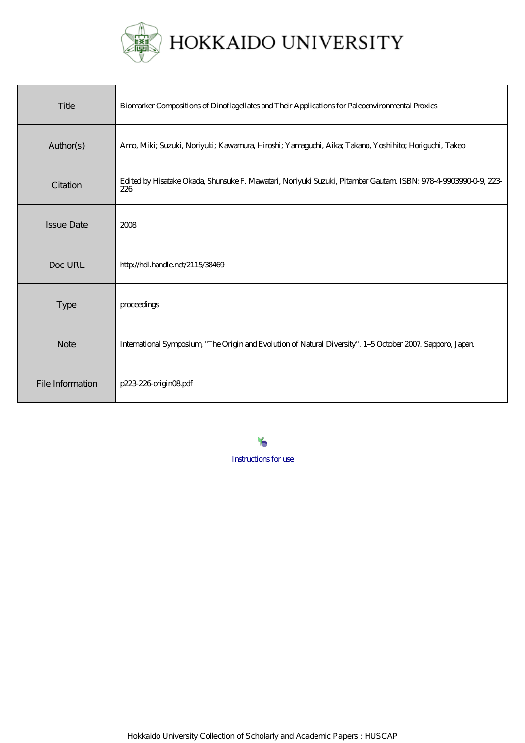# HOKKAIDO UNIVERSITY

| | |
|---|---|
| Title | Biomarker Compositions of Dinoflagellates and Their Applications for Paleoenvironmental Proxies |
| Author(s) | Amo, Miki; Suzuki, Noriyuki; Kawamura, Hiroshi; Yamaguchi, Aika; Takano, Yoshihito; Horiguchi, Takeo |
| Citation | Edited by Hisatake Okada, Shunsuke F. Mawatari, Noriyuki Suzuki, Pitambar Gautam. ISBN: 978-4-9903990-0-9, 223-226 |
| Issue Date | 2008 |
| Doc URL | http://hdl.handle.net/2115/38469 |
| Type | proceedings |
| Note | International Symposium, "The Origin and Evolution of Natural Diversity". 1–5 October 2007. Sapporo, Japan. |
| File Information | p223-226-origin08.pdf |

Instructions for use

Hokkaido University Collection of Scholarly and Academic Papers : HUSCAP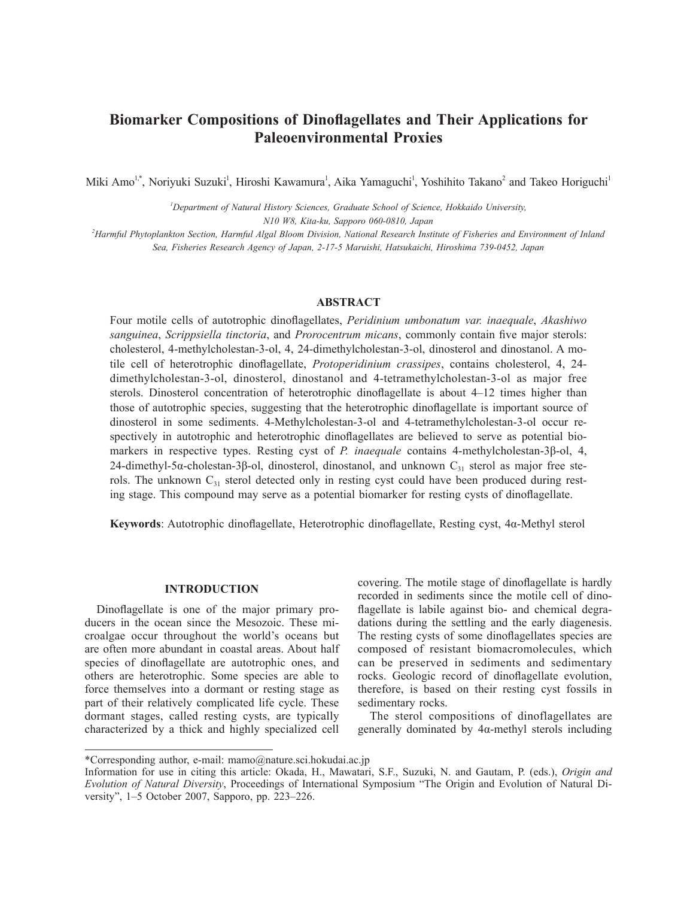# Biomarker Compositions of Dinoflagellates and Their Applications for Paleoenvironmental Proxies

Miki Amo[1,*], Noriyuki Suzuki[1], Hiroshi Kawamura[1], Aika Yamaguchi[1], Yoshihito Takano[2] and Takeo Horiguchi[1]

*[1]Department of Natural History Sciences, Graduate School of Science, Hokkaido University, N10 W8, Kita-ku, Sapporo 060-0810, Japan*

*[2]Harmful Phytoplankton Section, Harmful Algal Bloom Division, National Research Institute of Fisheries and Environment of Inland Sea, Fisheries Research Agency of Japan, 2-17-5 Maruishi, Hatsukaichi, Hiroshima 739-0452, Japan*

## ABSTRACT

Four motile cells of autotrophic dinoflagellates, *Peridinium umbonatum var. inaequale*, *Akashiwo sanguinea*, *Scrippsiella tinctoria*, and *Prorocentrum micans*, commonly contain five major sterols: cholesterol, 4-methylcholestan-3-ol, 4, 24-dimethylcholestan-3-ol, dinosterol and dinostanol. A motile cell of heterotrophic dinoflagellate, *Protoperidinium crassipes*, contains cholesterol, 4, 24-dimethylcholestan-3-ol, dinosterol, dinostanol and 4-tetramethylcholestan-3-ol as major free sterols. Dinosterol concentration of heterotrophic dinoflagellate is about 4–12 times higher than those of autotrophic species, suggesting that the heterotrophic dinoflagellate is important source of dinosterol in some sediments. 4-Methylcholestan-3-ol and 4-tetramethylcholestan-3-ol occur respectively in autotrophic and heterotrophic dinoflagellates are believed to serve as potential biomarkers in respective types. Resting cyst of *P. inaequale* contains 4-methylcholestan-3β-ol, 4, 24-dimethyl-5α-cholestan-3β-ol, dinosterol, dinostanol, and unknown $C_{31}$ sterol as major free sterols. The unknown $C_{31}$ sterol detected only in resting cyst could have been produced during resting stage. This compound may serve as a potential biomarker for resting cysts of dinoflagellate.

**Keywords**: Autotrophic dinoflagellate, Heterotrophic dinoflagellate, Resting cyst, 4α-Methyl sterol

## INTRODUCTION

Dinoflagellate is one of the major primary producers in the ocean since the Mesozoic. These microalgae occur throughout the world's oceans but are often more abundant in coastal areas. About half species of dinoflagellate are autotrophic ones, and others are heterotrophic. Some species are able to force themselves into a dormant or resting stage as part of their relatively complicated life cycle. These dormant stages, called resting cysts, are typically characterized by a thick and highly specialized cell covering. The motile stage of dinoflagellate is hardly recorded in sediments since the motile cell of dinoflagellate is labile against bio- and chemical degradations during the settling and the early diagenesis. The resting cysts of some dinoflagellates species are composed of resistant biomacromolecules, which can be preserved in sediments and sedimentary rocks. Geologic record of dinoflagellate evolution, therefore, is based on their resting cyst fossils in sedimentary rocks.

The sterol compositions of dinoflagellates are generally dominated by 4α-methyl sterols including

*Corresponding author, e-mail: mamo@nature.sci.hokudai.ac.jp

Information for use in citing this article: Okada, H., Mawatari, S.F., Suzuki, N. and Gautam, P. (eds.), *Origin and Evolution of Natural Diversity*, Proceedings of International Symposium "The Origin and Evolution of Natural Diversity", 1–5 October 2007, Sapporo, pp. 223–226.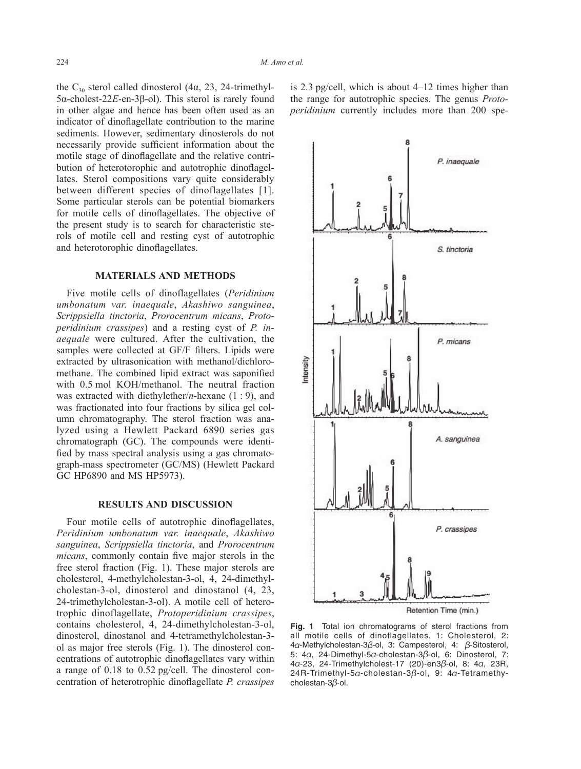the $C_{30}$ sterol called dinosterol (4α, 23, 24-trimethyl-5α-cholest-22*E*-en-3β-ol). This sterol is rarely found in other algae and hence has been often used as an indicator of dinoflagellate contribution to the marine sediments. However, sedimentary dinosterols do not necessarily provide sufficient information about the motile stage of dinoflagellate and the relative contribution of heterotorophic and autotrophic dinoflagellates. Sterol compositions vary quite considerably between different species of dinoflagellates [1]. Some particular sterols can be potential biomarkers for motile cells of dinoflagellates. The objective of the present study is to search for characteristic sterols of motile cell and resting cyst of autotrophic and heterotorophic dinoflagellates.

## MATERIALS AND METHODS

Five motile cells of dinoflagellates (*Peridinium umbonatum var. inaequale*, *Akashiwo sanguinea*, *Scrippsiella tinctoria*, *Prorocentrum micans*, *Protoperidinium crassipes*) and a resting cyst of *P. inaequale* were cultured. After the cultivation, the samples were collected at GF/F filters. Lipids were extracted by ultrasonication with methanol/dichloromethane. The combined lipid extract was saponified with 0.5 mol KOH/methanol. The neutral fraction was extracted with diethylether/*n*-hexane (1 : 9), and was fractionated into four fractions by silica gel column chromatography. The sterol fraction was analyzed using a Hewlett Packard 6890 series gas chromatograph (GC). The compounds were identified by mass spectral analysis using a gas chromatograph-mass spectrometer (GC/MS) (Hewlett Packard GC HP6890 and MS HP5973).

## RESULTS AND DISCUSSION

Four motile cells of autotrophic dinoflagellates, *Peridinium umbonatum var. inaequale*, *Akashiwo sanguinea*, *Scrippsiella tinctoria*, and *Prorocentrum micans*, commonly contain five major sterols in the free sterol fraction (Fig. 1). These major sterols are cholesterol, 4-methylcholestan-3-ol, 4, 24-dimethylcholestan-3-ol, dinosterol and dinostanol (4, 23, 24-trimethylcholestan-3-ol). A motile cell of heterotrophic dinoflagellate, *Protoperidinium crassipes*, contains cholesterol, 4, 24-dimethylcholestan-3-ol, dinosterol, dinostanol and 4-tetramethylcholestan-3-ol as major free sterols (Fig. 1). The dinosterol concentrations of autotrophic dinoflagellates vary within a range of 0.18 to 0.52 pg/cell. The dinosterol concentration of heterotrophic dinoflagellate *P. crassipes* is 2.3 pg/cell, which is about 4–12 times higher than the range for autotrophic species. The genus *Protoperidinium* currently includes more than 200 spe-

**Fig. 1** Total ion chromatograms of sterol fractions from all motile cells of dinoflagellates. 1: Cholesterol, 2: 4α-Methylcholestan-3β-ol, 3: Campesterol, 4: β-Sitosterol, 5: 4α, 24-Dimethyl-5α-cholestan-3β-ol, 6: Dinosterol, 7: 4α-23, 24-Trimethylcholest-17 (20)-en3β-ol, 8: 4α, 23R, 24R-Trimethyl-5α-cholestan-3β-ol, 9: 4α-Tetramethycholestan-3β-ol.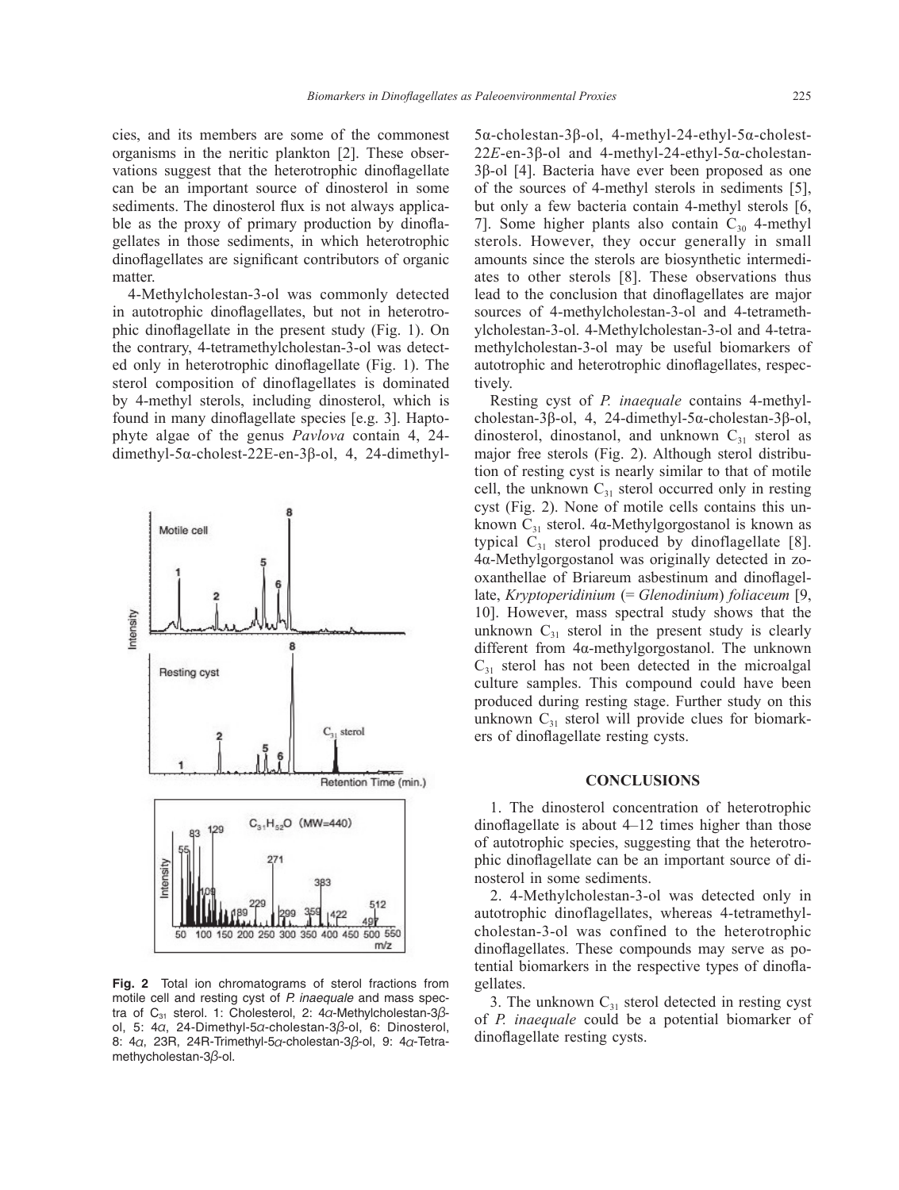cies, and its members are some of the commonest organisms in the neritic plankton [2]. These observations suggest that the heterotrophic dinoflagellate can be an important source of dinosterol in some sediments. The dinosterol flux is not always applicable as the proxy of primary production by dinoflagellates in those sediments, in which heterotrophic dinoflagellates are significant contributors of organic matter.

4-Methylcholestan-3-ol was commonly detected in autotrophic dinoflagellates, but not in heterotrophic dinoflagellate in the present study (Fig. 1). On the contrary, 4-tetramethylcholestan-3-ol was detected only in heterotrophic dinoflagellate (Fig. 1). The sterol composition of dinoflagellates is dominated by 4-methyl sterols, including dinosterol, which is found in many dinoflagellate species [e.g. 3]. Haptophyte algae of the genus *Pavlova* contain 4, 24-dimethyl-5α-cholest-22E-en-3β-ol, 4, 24-dimethyl-5α-cholestan-3β-ol, 4-methyl-24-ethyl-5α-cholest-22*E*-en-3β-ol and 4-methyl-24-ethyl-5α-cholestan-3β-ol [4]. Bacteria have ever been proposed as one of the sources of 4-methyl sterols in sediments [5], but only a few bacteria contain 4-methyl sterols [6, 7]. Some higher plants also contain $C_{30}$ 4-methyl sterols. However, they occur generally in small amounts since the sterols are biosynthetic intermediates to other sterols [8]. These observations thus lead to the conclusion that dinoflagellates are major sources of 4-methylcholestan-3-ol and 4-tetramethylcholestan-3-ol. 4-Methylcholestan-3-ol and 4-tetramethylcholestan-3-ol may be useful biomarkers of autotrophic and heterotrophic dinoflagellates, respectively.

**Fig. 2** Total ion chromatograms of sterol fractions from motile cell and resting cyst of *P. inaequale* and mass spectra of $C_{31}$ sterol. 1: Cholesterol, 2: 4α-Methylcholestan-3β-ol, 5: 4α, 24-Dimethyl-5α-cholestan-3β-ol, 6: Dinosterol, 8: 4α, 23R, 24R-Trimethyl-5α-cholestan-3β-ol, 9: 4α-Tetramethycholestan-3β-ol.

Resting cyst of *P. inaequale* contains 4-methylcholestan-3β-ol, 4, 24-dimethyl-5α-cholestan-3β-ol, dinosterol, dinostanol, and unknown $C_{31}$ sterol as major free sterols (Fig. 2). Although sterol distribution of resting cyst is nearly similar to that of motile cell, the unknown $C_{31}$ sterol occurred only in resting cyst (Fig. 2). None of motile cells contains this unknown $C_{31}$ sterol. 4α-Methylgorgostanol is known as typical $C_{31}$ sterol produced by dinoflagellate [8]. 4α-Methylgorgostanol was originally detected in zooxanthellae of Briareum asbestinum and dinoflagellate, *Kryptoperidinium* (= *Glenodinium*) *foliaceum* [9, 10]. However, mass spectral study shows that the unknown $C_{31}$ sterol in the present study is clearly different from 4α-methylgorgostanol. The unknown $C_{31}$ sterol has not been detected in the microalgal culture samples. This compound could have been produced during resting stage. Further study on this unknown $C_{31}$ sterol will provide clues for biomarkers of dinoflagellate resting cysts.

## CONCLUSIONS

1. The dinosterol concentration of heterotrophic dinoflagellate is about 4–12 times higher than those of autotrophic species, suggesting that the heterotrophic dinoflagellate can be an important source of dinosterol in some sediments.

2. 4-Methylcholestan-3-ol was detected only in autotrophic dinoflagellates, whereas 4-tetramethylcholestan-3-ol was confined to the heterotrophic dinoflagellates. These compounds may serve as potential biomarkers in the respective types of dinoflagellates.

3. The unknown $C_{31}$ sterol detected in resting cyst of *P. inaequale* could be a potential biomarker of dinoflagellate resting cysts.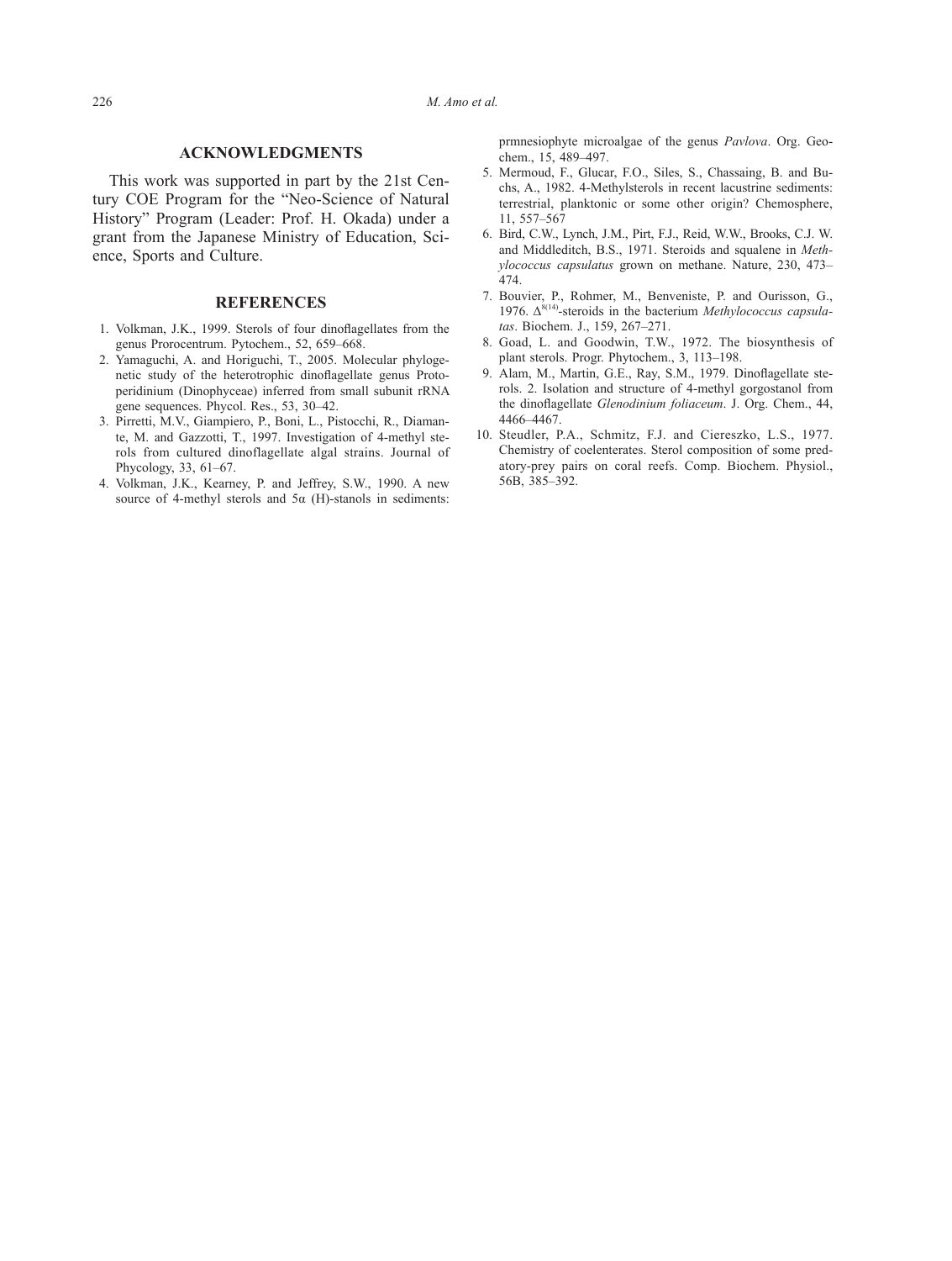## ACKNOWLEDGMENTS

This work was supported in part by the 21st Century COE Program for the "Neo-Science of Natural History" Program (Leader: Prof. H. Okada) under a grant from the Japanese Ministry of Education, Science, Sports and Culture.

## REFERENCES

1. Volkman, J.K., 1999. Sterols of four dinoflagellates from the genus Prorocentrum. Pytochem., 52, 659–668.
2. Yamaguchi, A. and Horiguchi, T., 2005. Molecular phylogenetic study of the heterotrophic dinoflagellate genus Protoperidinium (Dinophyceae) inferred from small subunit rRNA gene sequences. Phycol. Res., 53, 30–42.
3. Pirretti, M.V., Giampiero, P., Boni, L., Pistocchi, R., Diamante, M. and Gazzotti, T., 1997. Investigation of 4-methyl sterols from cultured dinoflagellate algal strains. Journal of Phycology, 33, 61–67.
4. Volkman, J.K., Kearney, P. and Jeffrey, S.W., 1990. A new source of 4-methyl sterols and 5α (H)-stanols in sediments: prmnesiophyte microalgae of the genus *Pavlova*. Org. Geochem., 15, 489–497.
5. Mermoud, F., Glucar, F.O., Siles, S., Chassaing, B. and Buchs, A., 1982. 4-Methylsterols in recent lacustrine sediments: terrestrial, planktonic or some other origin? Chemosphere, 11, 557–567
6. Bird, C.W., Lynch, J.M., Pirt, F.J., Reid, W.W., Brooks, C.J. W. and Middleditch, B.S., 1971. Steroids and squalene in *Methylococcus capsulatus* grown on methane. Nature, 230, 473–474.
7. Bouvier, P., Rohmer, M., Benveniste, P. and Ourisson, G., 1976. $\Delta^{8(14)}$-steroids in the bacterium *Methylococcus capsulatas*. Biochem. J., 159, 267–271.
8. Goad, L. and Goodwin, T.W., 1972. The biosynthesis of plant sterols. Progr. Phytochem., 3, 113–198.
9. Alam, M., Martin, G.E., Ray, S.M., 1979. Dinoflagellate sterols. 2. Isolation and structure of 4-methyl gorgostanol from the dinoflagellate *Glenodinium foliaceum*. J. Org. Chem., 44, 4466–4467.
10. Steudler, P.A., Schmitz, F.J. and Ciereszko, L.S., 1977. Chemistry of coelenterates. Sterol composition of some predatory-prey pairs on coral reefs. Comp. Biochem. Physiol., 56B, 385–392.